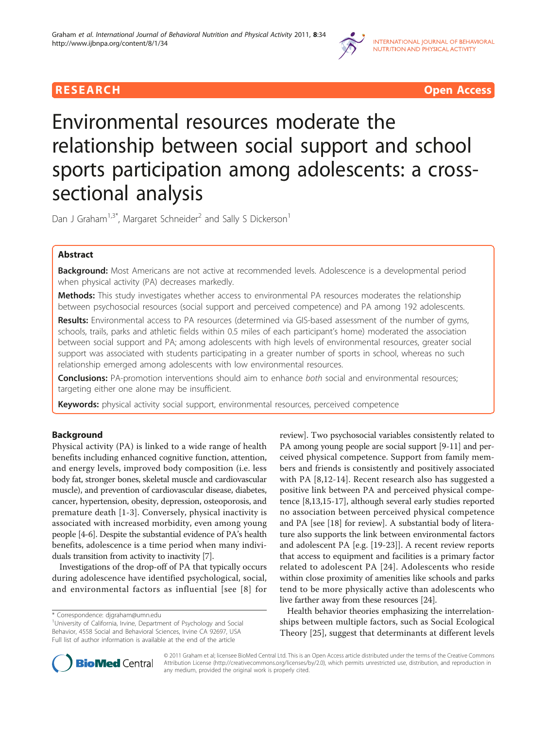RESEARCH Open Access

# Environmental resources moderate the relationship between social support and school sports participation among adolescents: a cross-sectional analysis

Dan J Graham[1,3*], Margaret Schneider[2] and Sally S Dickerson[1]

## Abstract

**Background:** Most Americans are not active at recommended levels. Adolescence is a developmental period when physical activity (PA) decreases markedly.

**Methods:** This study investigates whether access to environmental PA resources moderates the relationship between psychosocial resources (social support and perceived competence) and PA among 192 adolescents.

**Results:** Environmental access to PA resources (determined via GIS-based assessment of the number of gyms, schools, trails, parks and athletic fields within 0.5 miles of each participant's home) moderated the association between social support and PA; among adolescents with high levels of environmental resources, greater social support was associated with students participating in a greater number of sports in school, whereas no such relationship emerged among adolescents with low environmental resources.

**Conclusions:** PA-promotion interventions should aim to enhance *both* social and environmental resources; targeting either one alone may be insufficient.

**Keywords:** physical activity social support, environmental resources, perceived competence

## Background

Physical activity (PA) is linked to a wide range of health benefits including enhanced cognitive function, attention, and energy levels, improved body composition (i.e. less body fat, stronger bones, skeletal muscle and cardiovascular muscle), and prevention of cardiovascular disease, diabetes, cancer, hypertension, obesity, depression, osteoporosis, and premature death [1-3]. Conversely, physical inactivity is associated with increased morbidity, even among young people [4-6]. Despite the substantial evidence of PA's health benefits, adolescence is a time period when many individuals transition from activity to inactivity [7].

Investigations of the drop-off of PA that typically occurs during adolescence have identified psychological, social, and environmental factors as influential [see [8] for review]. Two psychosocial variables consistently related to PA among young people are social support [9-11] and perceived physical competence. Support from family members and friends is consistently and positively associated with PA [8,12-14]. Recent research also has suggested a positive link between PA and perceived physical competence [8,13,15-17], although several early studies reported no association between perceived physical competence and PA [see [18] for review]. A substantial body of literature also supports the link between environmental factors and adolescent PA [e.g. [19-23]]. A recent review reports that access to equipment and facilities is a primary factor related to adolescent PA [24]. Adolescents who reside within close proximity of amenities like schools and parks tend to be more physically active than adolescents who live farther away from these resources [24].

Health behavior theories emphasizing the interrelationships between multiple factors, such as Social Ecological Theory [25], suggest that determinants at different levels

\* Correspondence: djgraham@umn.edu
[1]University of California, Irvine, Department of Psychology and Social Behavior, 4558 Social and Behavioral Sciences, Irvine CA 92697, USA
Full list of author information is available at the end of the article

© 2011 Graham et al; licensee BioMed Central Ltd. This is an Open Access article distributed under the terms of the Creative Commons Attribution License (http://creativecommons.org/licenses/by/2.0), which permits unrestricted use, distribution, and reproduction in any medium, provided the original work is properly cited.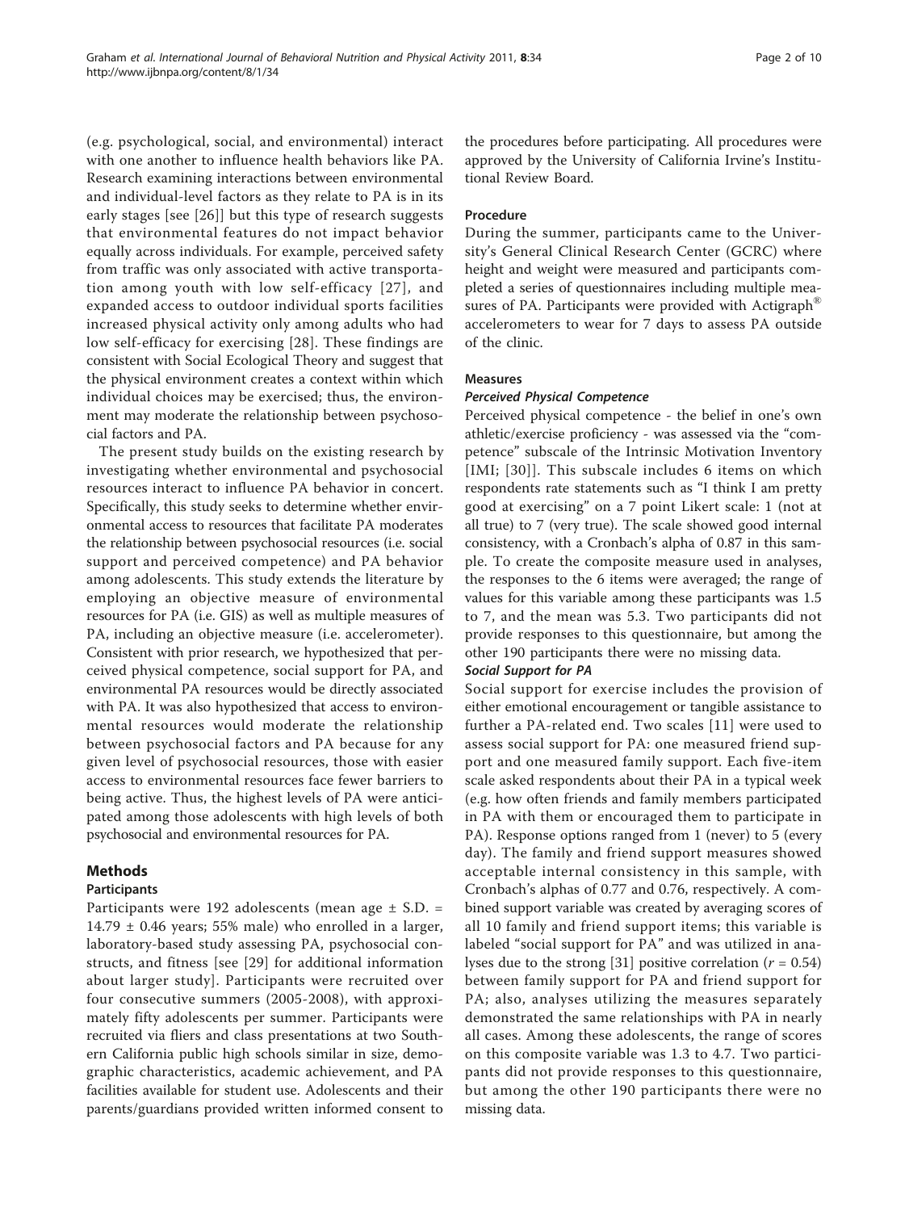(e.g. psychological, social, and environmental) interact with one another to influence health behaviors like PA. Research examining interactions between environmental and individual-level factors as they relate to PA is in its early stages [see [26]] but this type of research suggests that environmental features do not impact behavior equally across individuals. For example, perceived safety from traffic was only associated with active transportation among youth with low self-efficacy [27], and expanded access to outdoor individual sports facilities increased physical activity only among adults who had low self-efficacy for exercising [28]. These findings are consistent with Social Ecological Theory and suggest that the physical environment creates a context within which individual choices may be exercised; thus, the environment may moderate the relationship between psychosocial factors and PA.

The present study builds on the existing research by investigating whether environmental and psychosocial resources interact to influence PA behavior in concert. Specifically, this study seeks to determine whether environmental access to resources that facilitate PA moderates the relationship between psychosocial resources (i.e. social support and perceived competence) and PA behavior among adolescents. This study extends the literature by employing an objective measure of environmental resources for PA (i.e. GIS) as well as multiple measures of PA, including an objective measure (i.e. accelerometer). Consistent with prior research, we hypothesized that perceived physical competence, social support for PA, and environmental PA resources would be directly associated with PA. It was also hypothesized that access to environmental resources would moderate the relationship between psychosocial factors and PA because for any given level of psychosocial resources, those with easier access to environmental resources face fewer barriers to being active. Thus, the highest levels of PA were anticipated among those adolescents with high levels of both psychosocial and environmental resources for PA.

## Methods

### Participants

Participants were 192 adolescents (mean age ± S.D. = 14.79 ± 0.46 years; 55% male) who enrolled in a larger, laboratory-based study assessing PA, psychosocial constructs, and fitness [see [29] for additional information about larger study]. Participants were recruited over four consecutive summers (2005-2008), with approximately fifty adolescents per summer. Participants were recruited via fliers and class presentations at two Southern California public high schools similar in size, demographic characteristics, academic achievement, and PA facilities available for student use. Adolescents and their parents/guardians provided written informed consent to the procedures before participating. All procedures were approved by the University of California Irvine's Institutional Review Board.

### Procedure

During the summer, participants came to the University's General Clinical Research Center (GCRC) where height and weight were measured and participants completed a series of questionnaires including multiple measures of PA. Participants were provided with Actigraph® accelerometers to wear for 7 days to assess PA outside of the clinic.

### Measures

#### *Perceived Physical Competence*

Perceived physical competence - the belief in one's own athletic/exercise proficiency - was assessed via the "competence" subscale of the Intrinsic Motivation Inventory [IMI; [30]]. This subscale includes 6 items on which respondents rate statements such as "I think I am pretty good at exercising" on a 7 point Likert scale: 1 (not at all true) to 7 (very true). The scale showed good internal consistency, with a Cronbach's alpha of 0.87 in this sample. To create the composite measure used in analyses, the responses to the 6 items were averaged; the range of values for this variable among these participants was 1.5 to 7, and the mean was 5.3. Two participants did not provide responses to this questionnaire, but among the other 190 participants there were no missing data.

#### *Social Support for PA*

Social support for exercise includes the provision of either emotional encouragement or tangible assistance to further a PA-related end. Two scales [11] were used to assess social support for PA: one measured friend support and one measured family support. Each five-item scale asked respondents about their PA in a typical week (e.g. how often friends and family members participated in PA with them or encouraged them to participate in PA). Response options ranged from 1 (never) to 5 (every day). The family and friend support measures showed acceptable internal consistency in this sample, with Cronbach's alphas of 0.77 and 0.76, respectively. A combined support variable was created by averaging scores of all 10 family and friend support items; this variable is labeled "social support for PA" and was utilized in analyses due to the strong [31] positive correlation ($r$ = 0.54) between family support for PA and friend support for PA; also, analyses utilizing the measures separately demonstrated the same relationships with PA in nearly all cases. Among these adolescents, the range of scores on this composite variable was 1.3 to 4.7. Two participants did not provide responses to this questionnaire, but among the other 190 participants there were no missing data.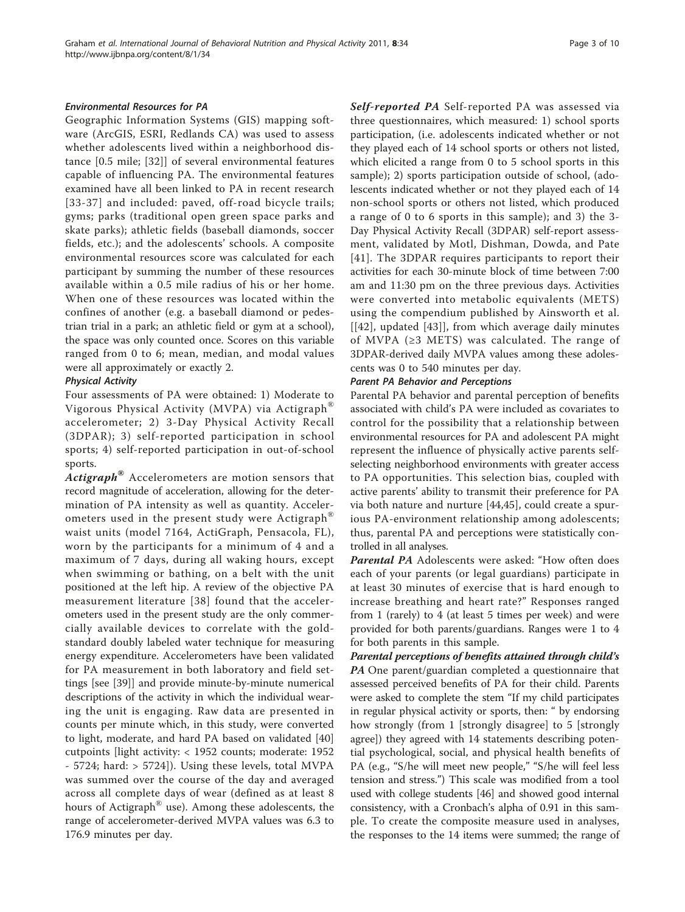#### *Environmental Resources for PA*

Geographic Information Systems (GIS) mapping software (ArcGIS, ESRI, Redlands CA) was used to assess whether adolescents lived within a neighborhood distance [0.5 mile; [32]] of several environmental features capable of influencing PA. The environmental features examined have all been linked to PA in recent research [33-37] and included: paved, off-road bicycle trails; gyms; parks (traditional open green space parks and skate parks); athletic fields (baseball diamonds, soccer fields, etc.); and the adolescents' schools. A composite environmental resources score was calculated for each participant by summing the number of these resources available within a 0.5 mile radius of his or her home. When one of these resources was located within the confines of another (e.g. a baseball diamond or pedestrian trial in a park; an athletic field or gym at a school), the space was only counted once. Scores on this variable ranged from 0 to 6; mean, median, and modal values were all approximately or exactly 2.

#### *Physical Activity*

Four assessments of PA were obtained: 1) Moderate to Vigorous Physical Activity (MVPA) via Actigraph® accelerometer; 2) 3-Day Physical Activity Recall (3DPAR); 3) self-reported participation in school sports; 4) self-reported participation in out-of-school sports.

***Actigraph®*** Accelerometers are motion sensors that record magnitude of acceleration, allowing for the determination of PA intensity as well as quantity. Accelerometers used in the present study were Actigraph® waist units (model 7164, ActiGraph, Pensacola, FL), worn by the participants for a minimum of 4 and a maximum of 7 days, during all waking hours, except when swimming or bathing, on a belt with the unit positioned at the left hip. A review of the objective PA measurement literature [38] found that the accelerometers used in the present study are the only commercially available devices to correlate with the gold-standard doubly labeled water technique for measuring energy expenditure. Accelerometers have been validated for PA measurement in both laboratory and field settings [see [39]] and provide minute-by-minute numerical descriptions of the activity in which the individual wearing the unit is engaging. Raw data are presented in counts per minute which, in this study, were converted to light, moderate, and hard PA based on validated [40] cutpoints [light activity: < 1952 counts; moderate: 1952 - 5724; hard: > 5724]). Using these levels, total MVPA was summed over the course of the day and averaged across all complete days of wear (defined as at least 8 hours of Actigraph® use). Among these adolescents, the range of accelerometer-derived MVPA values was 6.3 to 176.9 minutes per day.

***Self-reported PA*** Self-reported PA was assessed via three questionnaires, which measured: 1) school sports participation, (i.e. adolescents indicated whether or not they played each of 14 school sports or others not listed, which elicited a range from 0 to 5 school sports in this sample); 2) sports participation outside of school, (adolescents indicated whether or not they played each of 14 non-school sports or others not listed, which produced a range of 0 to 6 sports in this sample); and 3) the 3-Day Physical Activity Recall (3DPAR) self-report assessment, validated by Motl, Dishman, Dowda, and Pate [41]. The 3DPAR requires participants to report their activities for each 30-minute block of time between 7:00 am and 11:30 pm on the three previous days. Activities were converted into metabolic equivalents (METS) using the compendium published by Ainsworth et al. [[42], updated [43]], from which average daily minutes of MVPA (≥3 METS) was calculated. The range of 3DPAR-derived daily MVPA values among these adolescents was 0 to 540 minutes per day.

#### *Parent PA Behavior and Perceptions*

Parental PA behavior and parental perception of benefits associated with child's PA were included as covariates to control for the possibility that a relationship between environmental resources for PA and adolescent PA might represent the influence of physically active parents self-selecting neighborhood environments with greater access to PA opportunities. This selection bias, coupled with active parents' ability to transmit their preference for PA via both nature and nurture [44,45], could create a spurious PA-environment relationship among adolescents; thus, parental PA and perceptions were statistically controlled in all analyses.

***Parental PA*** Adolescents were asked: "How often does each of your parents (or legal guardians) participate in at least 30 minutes of exercise that is hard enough to increase breathing and heart rate?" Responses ranged from 1 (rarely) to 4 (at least 5 times per week) and were provided for both parents/guardians. Ranges were 1 to 4 for both parents in this sample.

***Parental perceptions of benefits attained through child's PA*** One parent/guardian completed a questionnaire that assessed perceived benefits of PA for their child. Parents were asked to complete the stem "If my child participates in regular physical activity or sports, then: " by endorsing how strongly (from 1 [strongly disagree] to 5 [strongly agree]) they agreed with 14 statements describing potential psychological, social, and physical health benefits of PA (e.g., "S/he will meet new people," "S/he will feel less tension and stress.") This scale was modified from a tool used with college students [46] and showed good internal consistency, with a Cronbach's alpha of 0.91 in this sample. To create the composite measure used in analyses, the responses to the 14 items were summed; the range of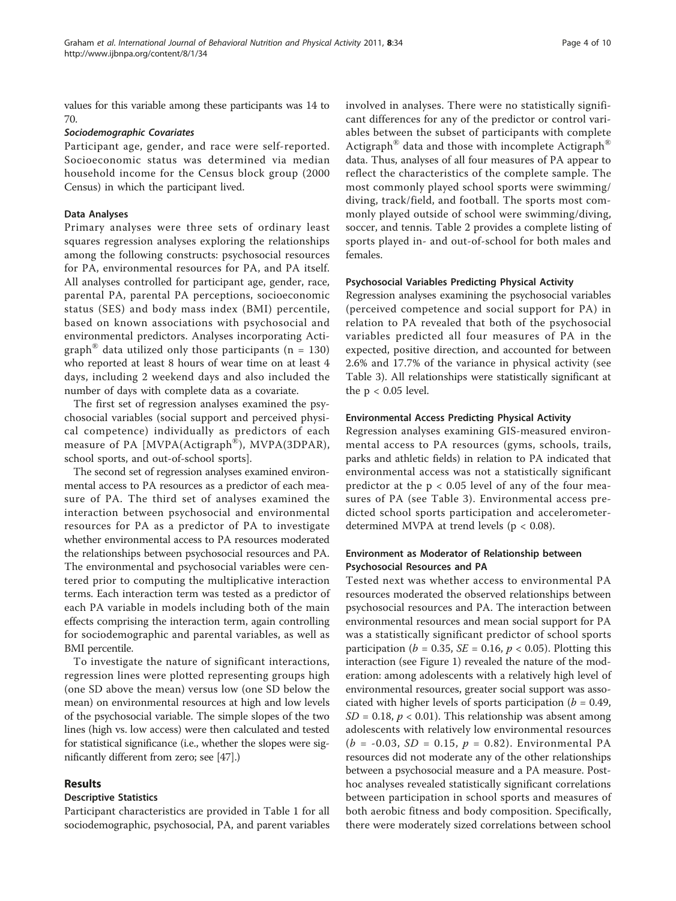values for this variable among these participants was 14 to 70.

#### *Sociodemographic Covariates*

Participant age, gender, and race were self-reported. Socioeconomic status was determined via median household income for the Census block group (2000 Census) in which the participant lived.

### Data Analyses

Primary analyses were three sets of ordinary least squares regression analyses exploring the relationships among the following constructs: psychosocial resources for PA, environmental resources for PA, and PA itself. All analyses controlled for participant age, gender, race, parental PA, parental PA perceptions, socioeconomic status (SES) and body mass index (BMI) percentile, based on known associations with psychosocial and environmental predictors. Analyses incorporating Actigraph® data utilized only those participants (n = 130) who reported at least 8 hours of wear time on at least 4 days, including 2 weekend days and also included the number of days with complete data as a covariate.

The first set of regression analyses examined the psychosocial variables (social support and perceived physical competence) individually as predictors of each measure of PA [MVPA(Actigraph®), MVPA(3DPAR), school sports, and out-of-school sports].

The second set of regression analyses examined environmental access to PA resources as a predictor of each measure of PA. The third set of analyses examined the interaction between psychosocial and environmental resources for PA as a predictor of PA to investigate whether environmental access to PA resources moderated the relationships between psychosocial resources and PA. The environmental and psychosocial variables were centered prior to computing the multiplicative interaction terms. Each interaction term was tested as a predictor of each PA variable in models including both of the main effects comprising the interaction term, again controlling for sociodemographic and parental variables, as well as BMI percentile.

To investigate the nature of significant interactions, regression lines were plotted representing groups high (one SD above the mean) versus low (one SD below the mean) on environmental resources at high and low levels of the psychosocial variable. The simple slopes of the two lines (high vs. low access) were then calculated and tested for statistical significance (i.e., whether the slopes were significantly different from zero; see [47].)

## Results

### Descriptive Statistics

Participant characteristics are provided in Table 1 for all sociodemographic, psychosocial, PA, and parent variables involved in analyses. There were no statistically significant differences for any of the predictor or control variables between the subset of participants with complete Actigraph® data and those with incomplete Actigraph® data. Thus, analyses of all four measures of PA appear to reflect the characteristics of the complete sample. The most commonly played school sports were swimming/diving, track/field, and football. The sports most commonly played outside of school were swimming/diving, soccer, and tennis. Table 2 provides a complete listing of sports played in- and out-of-school for both males and females.

### Psychosocial Variables Predicting Physical Activity

Regression analyses examining the psychosocial variables (perceived competence and social support for PA) in relation to PA revealed that both of the psychosocial variables predicted all four measures of PA in the expected, positive direction, and accounted for between 2.6% and 17.7% of the variance in physical activity (see Table 3). All relationships were statistically significant at the $p < 0.05$ level.

### Environmental Access Predicting Physical Activity

Regression analyses examining GIS-measured environmental access to PA resources (gyms, schools, trails, parks and athletic fields) in relation to PA indicated that environmental access was not a statistically significant predictor at the $p < 0.05$ level of any of the four measures of PA (see Table 3). Environmental access predicted school sports participation and accelerometer-determined MVPA at trend levels ($p < 0.08$).

### Environment as Moderator of Relationship between Psychosocial Resources and PA

Tested next was whether access to environmental PA resources moderated the observed relationships between psychosocial resources and PA. The interaction between environmental resources and mean social support for PA was a statistically significant predictor of school sports participation ($b = 0.35$, $SE = 0.16$, $p < 0.05$). Plotting this interaction (see Figure 1) revealed the nature of the moderation: among adolescents with a relatively high level of environmental resources, greater social support was associated with higher levels of sports participation ($b = 0.49$, $SD = 0.18$, $p < 0.01$). This relationship was absent among adolescents with relatively low environmental resources ($b = -0.03$, $SD = 0.15$, $p = 0.82$). Environmental PA resources did not moderate any of the other relationships between a psychosocial measure and a PA measure. Post-hoc analyses revealed statistically significant correlations between participation in school sports and measures of both aerobic fitness and body composition. Specifically, there were moderately sized correlations between school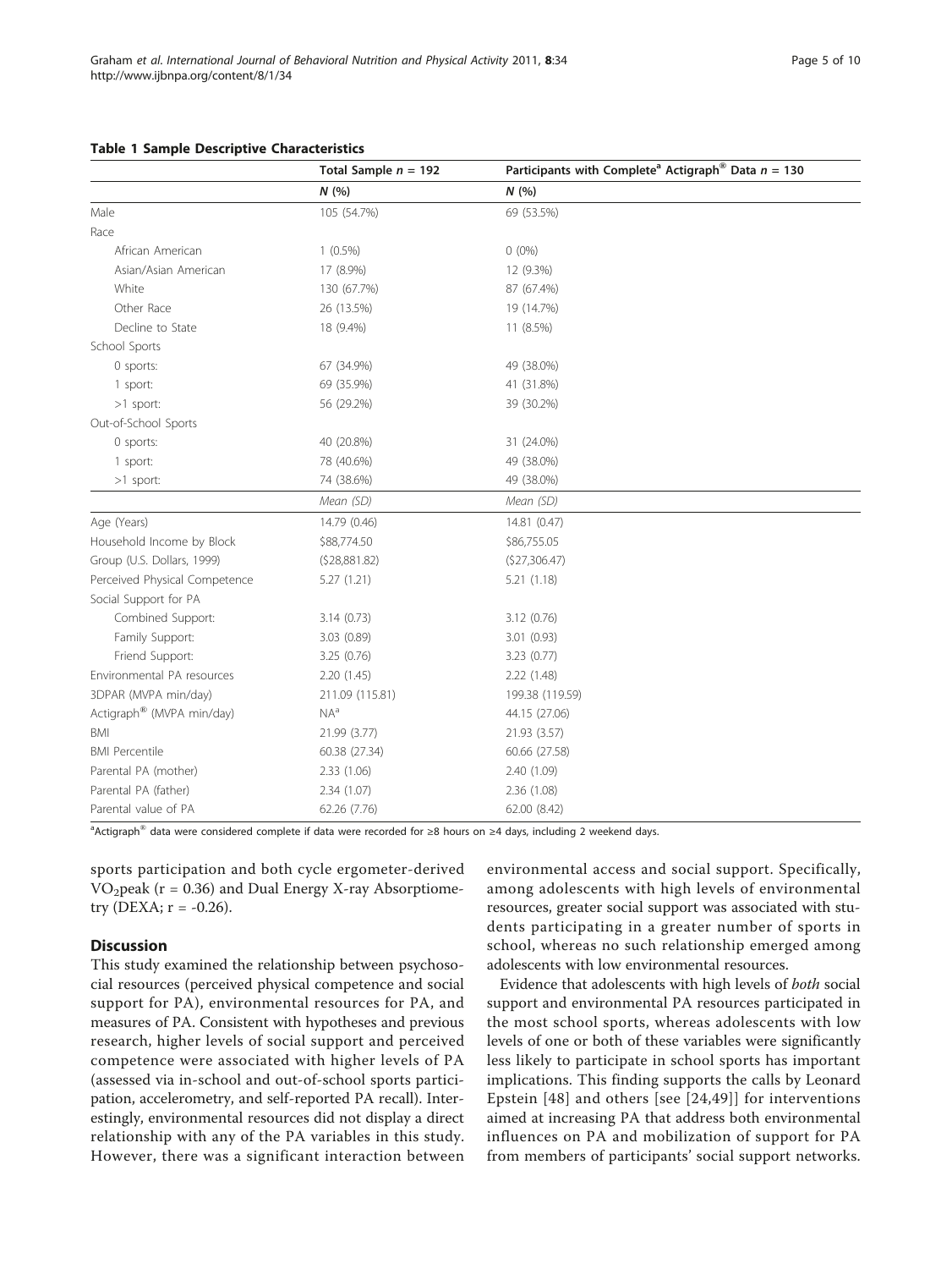**Table 1 Sample Descriptive Characteristics**

| | Total Sample $n$ = 192 | Participants with Complete[a] Actigraph® Data $n$ = 130 |
|---|---|---|
| | *N* (%) | *N* (%) |
| Male | 105 (54.7%) | 69 (53.5%) |
| Race | | |
| African American | 1 (0.5%) | 0 (0%) |
| Asian/Asian American | 17 (8.9%) | 12 (9.3%) |
| White | 130 (67.7%) | 87 (67.4%) |
| Other Race | 26 (13.5%) | 19 (14.7%) |
| Decline to State | 18 (9.4%) | 11 (8.5%) |
| School Sports | | |
| 0 sports: | 67 (34.9%) | 49 (38.0%) |
| 1 sport: | 69 (35.9%) | 41 (31.8%) |
| >1 sport: | 56 (29.2%) | 39 (30.2%) |
| Out-of-School Sports | | |
| 0 sports: | 40 (20.8%) | 31 (24.0%) |
| 1 sport: | 78 (40.6%) | 49 (38.0%) |
| >1 sport: | 74 (38.6%) | 49 (38.0%) |
| | *Mean (SD)* | *Mean (SD)* |
| Age (Years) | 14.79 (0.46) | 14.81 (0.47) |
| Household Income by Block Group (U.S. Dollars, 1999) | \$88,774.50 (\$28,881.82) | \$86,755.05 (\$27,306.47) |
| Perceived Physical Competence | 5.27 (1.21) | 5.21 (1.18) |
| Social Support for PA | | |
| Combined Support: | 3.14 (0.73) | 3.12 (0.76) |
| Family Support: | 3.03 (0.89) | 3.01 (0.93) |
| Friend Support: | 3.25 (0.76) | 3.23 (0.77) |
| Environmental PA resources | 2.20 (1.45) | 2.22 (1.48) |
| 3DPAR (MVPA min/day) | 211.09 (115.81) | 199.38 (119.59) |
| Actigraph® (MVPA min/day) | NA[a] | 44.15 (27.06) |
| BMI | 21.99 (3.77) | 21.93 (3.57) |
| BMI Percentile | 60.38 (27.34) | 60.66 (27.58) |
| Parental PA (mother) | 2.33 (1.06) | 2.40 (1.09) |
| Parental PA (father) | 2.34 (1.07) | 2.36 (1.08) |
| Parental value of PA | 62.26 (7.76) | 62.00 (8.42) |

[a]Actigraph® data were considered complete if data were recorded for ≥8 hours on ≥4 days, including 2 weekend days.

sports participation and both cycle ergometer-derived $VO_2$peak ($r = 0.36$) and Dual Energy X-ray Absorptiometry (DEXA; $r = -0.26$).

## Discussion

This study examined the relationship between psychosocial resources (perceived physical competence and social support for PA), environmental resources for PA, and measures of PA. Consistent with hypotheses and previous research, higher levels of social support and perceived competence were associated with higher levels of PA (assessed via in-school and out-of-school sports participation, accelerometry, and self-reported PA recall). Interestingly, environmental resources did not display a direct relationship with any of the PA variables in this study. However, there was a significant interaction between environmental access and social support. Specifically, among adolescents with high levels of environmental resources, greater social support was associated with students participating in a greater number of sports in school, whereas no such relationship emerged among adolescents with low environmental resources.

Evidence that adolescents with high levels of *both* social support and environmental PA resources participated in the most school sports, whereas adolescents with low levels of one or both of these variables were significantly less likely to participate in school sports has important implications. This finding supports the calls by Leonard Epstein [48] and others [see [24,49]] for interventions aimed at increasing PA that address both environmental influences on PA and mobilization of support for PA from members of participants' social support networks.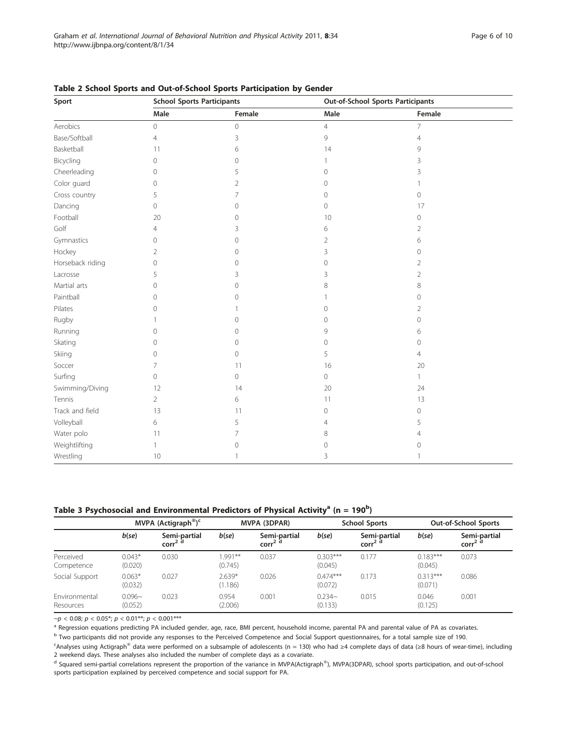**Table 2 School Sports and Out-of-School Sports Participation by Gender**

| Sport | School Sports Participants | | Out-of-School Sports Participants | |
|---|---|---|---|---|
| | Male | Female | Male | Female |
| Aerobics | 0 | 0 | 4 | 7 |
| Base/Softball | 4 | 3 | 9 | 4 |
| Basketball | 11 | 6 | 14 | 9 |
| Bicycling | 0 | 0 | 1 | 3 |
| Cheerleading | 0 | 5 | 0 | 3 |
| Color guard | 0 | 2 | 0 | 1 |
| Cross country | 5 | 7 | 0 | 0 |
| Dancing | 0 | 0 | 0 | 17 |
| Football | 20 | 0 | 10 | 0 |
| Golf | 4 | 3 | 6 | 2 |
| Gymnastics | 0 | 0 | 2 | 6 |
| Hockey | 2 | 0 | 3 | 0 |
| Horseback riding | 0 | 0 | 0 | 2 |
| Lacrosse | 5 | 3 | 3 | 2 |
| Martial arts | 0 | 0 | 8 | 8 |
| Paintball | 0 | 0 | 1 | 0 |
| Pilates | 0 | 1 | 0 | 2 |
| Rugby | 1 | 0 | 0 | 0 |
| Running | 0 | 0 | 9 | 6 |
| Skating | 0 | 0 | 0 | 0 |
| Skiing | 0 | 0 | 5 | 4 |
| Soccer | 7 | 11 | 16 | 20 |
| Surfing | 0 | 0 | 0 | 1 |
| Swimming/Diving | 12 | 14 | 20 | 24 |
| Tennis | 2 | 6 | 11 | 13 |
| Track and field | 13 | 11 | 0 | 0 |
| Volleyball | 6 | 5 | 4 | 5 |
| Water polo | 11 | 7 | 8 | 4 |
| Weightlifting | 1 | 0 | 0 | 0 |
| Wrestling | 10 | 1 | 3 | 1 |

**Table 3 Psychosocial and Environmental Predictors of Physical Activity[a] (n = 190[b])**

| | MVPA (Actigraph®)[c] | | MVPA (3DPAR) | | School Sports | | Out-of-School Sports | |
|---|---|---|---|---|---|---|---|---|
| | *b*(*se*) | Semi-partial corr[2 d] | *b*(*se*) | Semi-partial corr[2 d] | *b*(*se*) | Semi-partial corr[2 d] | *b*(*se*) | Semi-partial corr[2 d] |
| Perceived Competence | 0.043* (0.020) | 0.030 | 1.991** (0.745) | 0.037 | 0.303*** (0.045) | 0.177 | 0.183*** (0.045) | 0.073 |
| Social Support | 0.063* (0.032) | 0.027 | 2.639* (1.186) | 0.026 | 0.474*** (0.072) | 0.173 | 0.313*** (0.071) | 0.086 |
| Environmental Resources | 0.096~ (0.052) | 0.023 | 0.954 (2.006) | 0.001 | 0.234~ (0.133) | 0.015 | 0.046 (0.125) | 0.001 |

~$p < 0.08$; $p < 0.05$*; $p < 0.01$**; $p < 0.001$***

[a] Regression equations predicting PA included gender, age, race, BMI percent, household income, parental PA and parental value of PA as covariates.

[b] Two participants did not provide any responses to the Perceived Competence and Social Support questionnaires, for a total sample size of 190.

[c] Analyses using Actigraph® data were performed on a subsample of adolescents (n = 130) who had ≥4 complete days of data (≥8 hours of wear-time), including 2 weekend days. These analyses also included the number of complete days as a covariate.

[d] Squared semi-partial correlations represent the proportion of the variance in MVPA(Actigraph®), MVPA(3DPAR), school sports participation, and out-of-school sports participation explained by perceived competence and social support for PA.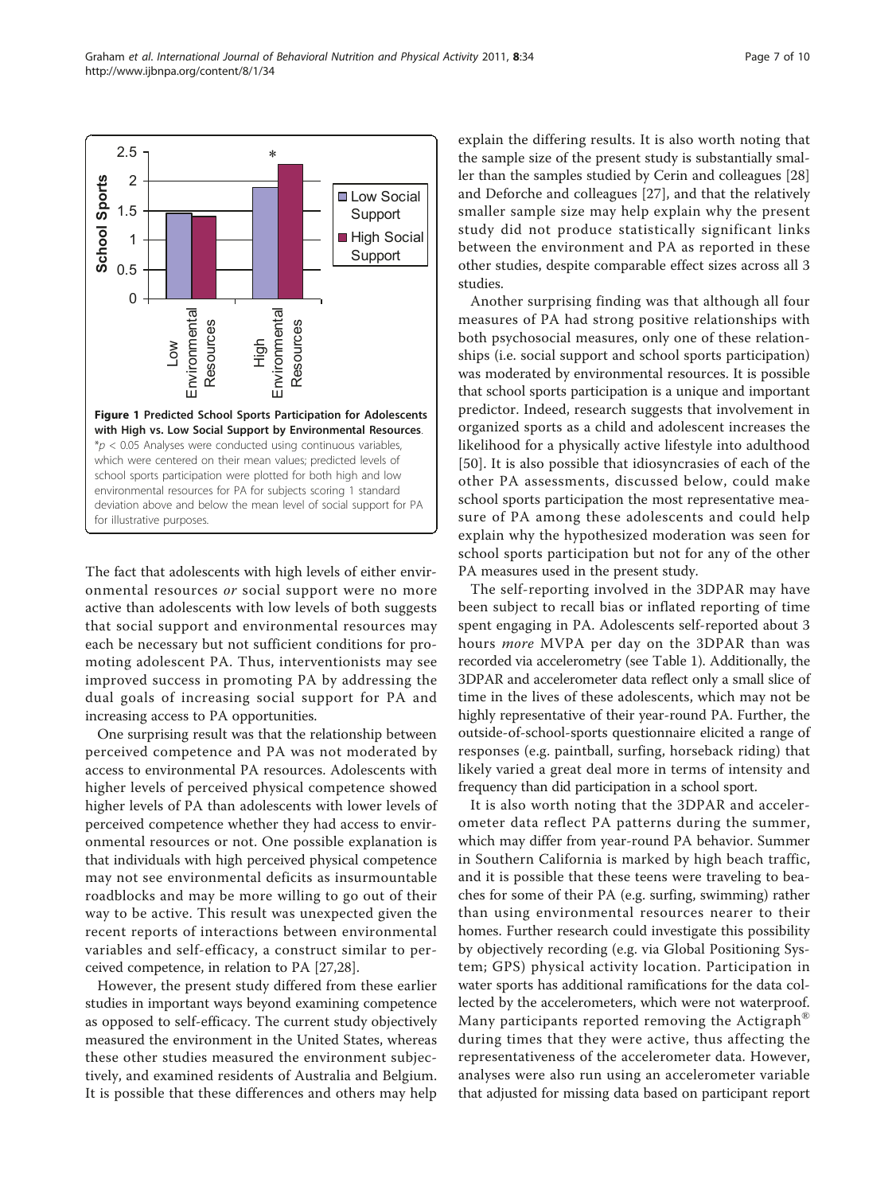2.5
2
1.5
1
0.5
0

School Sports

*

Low Environmental Resources

High Environmental Resources

Low Social Support

High Social Support

**Figure 1 Predicted School Sports Participation for Adolescents with High vs. Low Social Support by Environmental Resources**. *$p < 0.05$ Analyses were conducted using continuous variables, which were centered on their mean values; predicted levels of school sports participation were plotted for both high and low environmental resources for PA for subjects scoring 1 standard deviation above and below the mean level of social support for PA for illustrative purposes.

The fact that adolescents with high levels of either environmental resources *or* social support were no more active than adolescents with low levels of both suggests that social support and environmental resources may each be necessary but not sufficient conditions for promoting adolescent PA. Thus, interventionists may see improved success in promoting PA by addressing the dual goals of increasing social support for PA and increasing access to PA opportunities.

One surprising result was that the relationship between perceived competence and PA was not moderated by access to environmental PA resources. Adolescents with higher levels of perceived physical competence showed higher levels of PA than adolescents with lower levels of perceived competence whether they had access to environmental resources or not. One possible explanation is that individuals with high perceived physical competence may not see environmental deficits as insurmountable roadblocks and may be more willing to go out of their way to be active. This result was unexpected given the recent reports of interactions between environmental variables and self-efficacy, a construct similar to perceived competence, in relation to PA [27,28].

However, the present study differed from these earlier studies in important ways beyond examining competence as opposed to self-efficacy. The current study objectively measured the environment in the United States, whereas these other studies measured the environment subjectively, and examined residents of Australia and Belgium. It is possible that these differences and others may help explain the differing results. It is also worth noting that the sample size of the present study is substantially smaller than the samples studied by Cerin and colleagues [28] and Deforche and colleagues [27], and that the relatively smaller sample size may help explain why the present study did not produce statistically significant links between the environment and PA as reported in these other studies, despite comparable effect sizes across all 3 studies.

Another surprising finding was that although all four measures of PA had strong positive relationships with both psychosocial measures, only one of these relationships (i.e. social support and school sports participation) was moderated by environmental resources. It is possible that school sports participation is a unique and important predictor. Indeed, research suggests that involvement in organized sports as a child and adolescent increases the likelihood for a physically active lifestyle into adulthood [50]. It is also possible that idiosyncrasies of each of the other PA assessments, discussed below, could make school sports participation the most representative measure of PA among these adolescents and could help explain why the hypothesized moderation was seen for school sports participation but not for any of the other PA measures used in the present study.

The self-reporting involved in the 3DPAR may have been subject to recall bias or inflated reporting of time spent engaging in PA. Adolescents self-reported about 3 hours *more* MVPA per day on the 3DPAR than was recorded via accelerometry (see Table 1). Additionally, the 3DPAR and accelerometer data reflect only a small slice of time in the lives of these adolescents, which may not be highly representative of their year-round PA. Further, the outside-of-school-sports questionnaire elicited a range of responses (e.g. paintball, surfing, horseback riding) that likely varied a great deal more in terms of intensity and frequency than did participation in a school sport.

It is also worth noting that the 3DPAR and accelerometer data reflect PA patterns during the summer, which may differ from year-round PA behavior. Summer in Southern California is marked by high beach traffic, and it is possible that these teens were traveling to beaches for some of their PA (e.g. surfing, swimming) rather than using environmental resources nearer to their homes. Further research could investigate this possibility by objectively recording (e.g. via Global Positioning System; GPS) physical activity location. Participation in water sports has additional ramifications for the data collected by the accelerometers, which were not waterproof. Many participants reported removing the Actigraph® during times that they were active, thus affecting the representativeness of the accelerometer data. However, analyses were also run using an accelerometer variable that adjusted for missing data based on participant report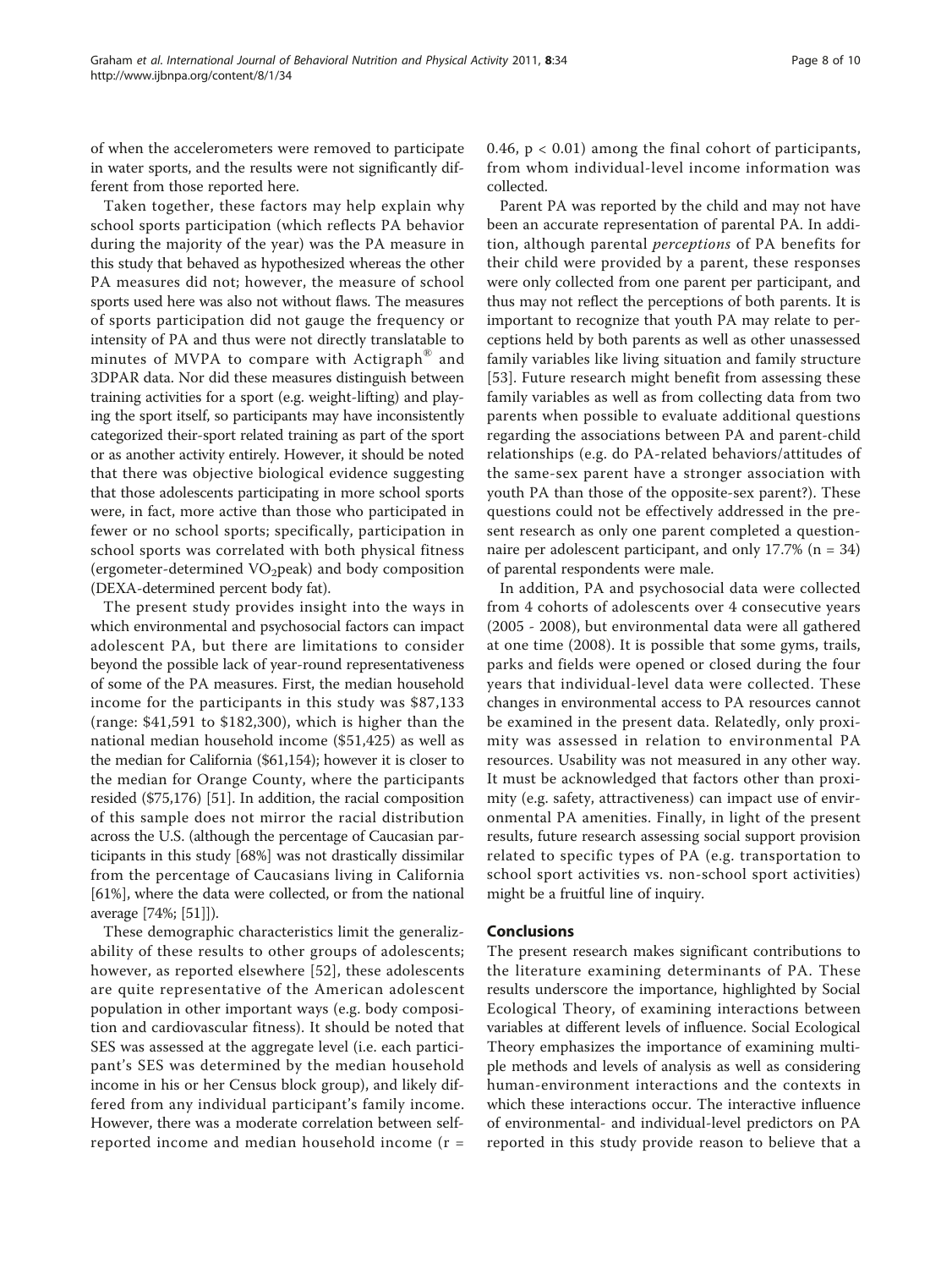of when the accelerometers were removed to participate in water sports, and the results were not significantly different from those reported here.

Taken together, these factors may help explain why school sports participation (which reflects PA behavior during the majority of the year) was the PA measure in this study that behaved as hypothesized whereas the other PA measures did not; however, the measure of school sports used here was also not without flaws. The measures of sports participation did not gauge the frequency or intensity of PA and thus were not directly translatable to minutes of MVPA to compare with Actigraph® and 3DPAR data. Nor did these measures distinguish between training activities for a sport (e.g. weight-lifting) and playing the sport itself, so participants may have inconsistently categorized their-sport related training as part of the sport or as another activity entirely. However, it should be noted that there was objective biological evidence suggesting that those adolescents participating in more school sports were, in fact, more active than those who participated in fewer or no school sports; specifically, participation in school sports was correlated with both physical fitness (ergometer-determined $VO_2$peak) and body composition (DEXA-determined percent body fat).

The present study provides insight into the ways in which environmental and psychosocial factors can impact adolescent PA, but there are limitations to consider beyond the possible lack of year-round representativeness of some of the PA measures. First, the median household income for the participants in this study was \$87,133 (range: \$41,591 to \$182,300), which is higher than the national median household income (\$51,425) as well as the median for California (\$61,154); however it is closer to the median for Orange County, where the participants resided (\$75,176) [51]. In addition, the racial composition of this sample does not mirror the racial distribution across the U.S. (although the percentage of Caucasian participants in this study [68%] was not drastically dissimilar from the percentage of Caucasians living in California [61%], where the data were collected, or from the national average [74%; [51]]).

These demographic characteristics limit the generalizability of these results to other groups of adolescents; however, as reported elsewhere [52], these adolescents are quite representative of the American adolescent population in other important ways (e.g. body composition and cardiovascular fitness). It should be noted that SES was assessed at the aggregate level (i.e. each participant's SES was determined by the median household income in his or her Census block group), and likely differed from any individual participant's family income. However, there was a moderate correlation between self-reported income and median household income ($r = 0.46$, $p < 0.01$) among the final cohort of participants, from whom individual-level income information was collected.

Parent PA was reported by the child and may not have been an accurate representation of parental PA. In addition, although parental *perceptions* of PA benefits for their child were provided by a parent, these responses were only collected from one parent per participant, and thus may not reflect the perceptions of both parents. It is important to recognize that youth PA may relate to perceptions held by both parents as well as other unassessed family variables like living situation and family structure [53]. Future research might benefit from assessing these family variables as well as from collecting data from two parents when possible to evaluate additional questions regarding the associations between PA and parent-child relationships (e.g. do PA-related behaviors/attitudes of the same-sex parent have a stronger association with youth PA than those of the opposite-sex parent?). These questions could not be effectively addressed in the present research as only one parent completed a questionnaire per adolescent participant, and only 17.7% (n = 34) of parental respondents were male.

In addition, PA and psychosocial data were collected from 4 cohorts of adolescents over 4 consecutive years (2005 - 2008), but environmental data were all gathered at one time (2008). It is possible that some gyms, trails, parks and fields were opened or closed during the four years that individual-level data were collected. These changes in environmental access to PA resources cannot be examined in the present data. Relatedly, only proximity was assessed in relation to environmental PA resources. Usability was not measured in any other way. It must be acknowledged that factors other than proximity (e.g. safety, attractiveness) can impact use of environmental PA amenities. Finally, in light of the present results, future research assessing social support provision related to specific types of PA (e.g. transportation to school sport activities vs. non-school sport activities) might be a fruitful line of inquiry.

## Conclusions

The present research makes significant contributions to the literature examining determinants of PA. These results underscore the importance, highlighted by Social Ecological Theory, of examining interactions between variables at different levels of influence. Social Ecological Theory emphasizes the importance of examining multiple methods and levels of analysis as well as considering human-environment interactions and the contexts in which these interactions occur. The interactive influence of environmental- and individual-level predictors on PA reported in this study provide reason to believe that a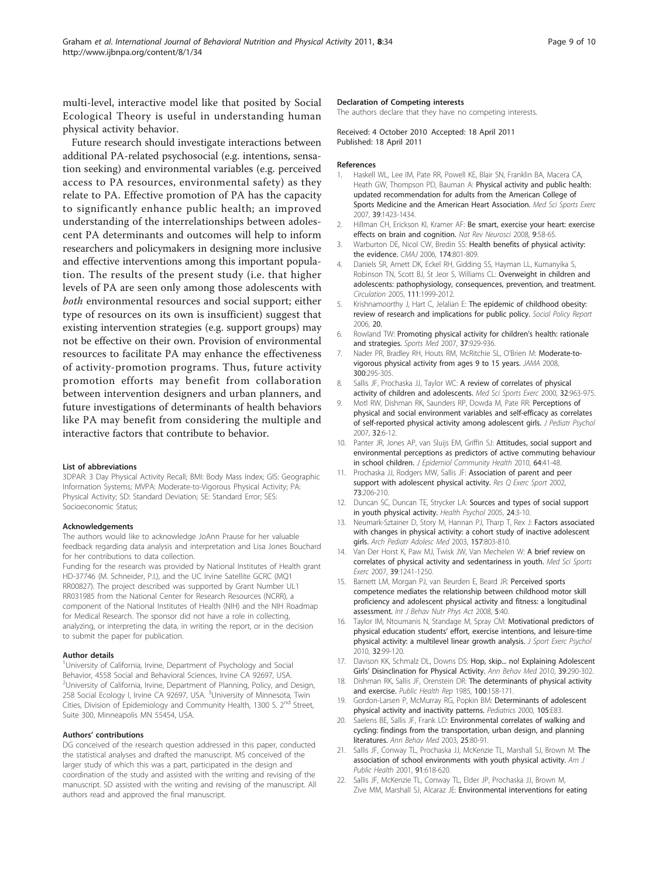multi-level, interactive model like that posited by Social Ecological Theory is useful in understanding human physical activity behavior.

Future research should investigate interactions between additional PA-related psychosocial (e.g. intentions, sensation seeking) and environmental variables (e.g. perceived access to PA resources, environmental safety) as they relate to PA. Effective promotion of PA has the capacity to significantly enhance public health; an improved understanding of the interrelationships between adolescent PA determinants and outcomes will help to inform researchers and policymakers in designing more inclusive and effective interventions among this important population. The results of the present study (i.e. that higher levels of PA are seen only among those adolescents with *both* environmental resources and social support; either type of resources on its own is insufficient) suggest that existing intervention strategies (e.g. support groups) may not be effective on their own. Provision of environmental resources to facilitate PA may enhance the effectiveness of activity-promotion programs. Thus, future activity promotion efforts may benefit from collaboration between intervention designers and urban planners, and future investigations of determinants of health behaviors like PA may benefit from considering the multiple and interactive factors that contribute to behavior.

#### List of abbreviations

3DPAR: 3 Day Physical Activity Recall; BMI: Body Mass Index; GIS: Geographic Information Systems; MVPA: Moderate-to-Vigorous Physical Activity; PA: Physical Activity; SD: Standard Deviation; SE: Standard Error; SES: Socioeconomic Status;

#### Acknowledgements

The authors would like to acknowledge JoAnn Prause for her valuable feedback regarding data analysis and interpretation and Lisa Jones Bouchard for her contributions to data collection.

Funding for the research was provided by National Institutes of Health grant HD-37746 (M. Schneider, P.I.), and the UC Irvine Satellite GCRC (MQ1 RR00827). The project described was supported by Grant Number UL1 RR031985 from the National Center for Research Resources (NCRR), a component of the National Institutes of Health (NIH) and the NIH Roadmap for Medical Research. The sponsor did not have a role in collecting, analyzing, or interpreting the data, in writing the report, or in the decision to submit the paper for publication.

#### Author details

[1]University of California, Irvine, Department of Psychology and Social Behavior, 4558 Social and Behavioral Sciences, Irvine CA 92697, USA. [2]University of California, Irvine, Department of Planning, Policy, and Design, 258 Social Ecology I, Irvine CA 92697, USA. [3]University of Minnesota, Twin Cities, Division of Epidemiology and Community Health, 1300 S. 2nd Street, Suite 300, Minneapolis MN 55454, USA.

#### Authors' contributions

DG conceived of the research question addressed in this paper, conducted the statistical analyses and drafted the manuscript. MS conceived of the larger study of which this was a part, participated in the design and coordination of the study and assisted with the writing and revising of the manuscript. SD assisted with the writing and revising of the manuscript. All authors read and approved the final manuscript.

#### Declaration of Competing interests

The authors declare that they have no competing interests.

Received: 4 October 2010 Accepted: 18 April 2011
Published: 18 April 2011

#### References

1. Haskell WL, Lee IM, Pate RR, Powell KE, Blair SN, Franklin BA, Macera CA, Heath GW, Thompson PD, Bauman A: **Physical activity and public health: updated recommendation for adults from the American College of Sports Medicine and the American Heart Association.** *Med Sci Sports Exerc* 2007, **39**:1423-1434.
2. Hillman CH, Erickson KI, Kramer AF: **Be smart, exercise your heart: exercise effects on brain and cognition.** *Nat Rev Neurosci* 2008, **9**:58-65.
3. Warburton DE, Nicol CW, Bredin SS: **Health benefits of physical activity: the evidence.** *CMAJ* 2006, **174**:801-809.
4. Daniels SR, Arnett DK, Eckel RH, Gidding SS, Hayman LL, Kumanyika S, Robinson TN, Scott BJ, St Jeor S, Williams CL: **Overweight in children and adolescents: pathophysiology, consequences, prevention, and treatment.** *Circulation* 2005, **111**:1999-2012.
5. Krishnamoorthy J, Hart C, Jelalian E: **The epidemic of childhood obesity: review of research and implications for public policy.** *Social Policy Report* 2006, **20.**
6. Rowland TW: **Promoting physical activity for children's health: rationale and strategies.** *Sports Med* 2007, **37**:929-936.
7. Nader PR, Bradley RH, Houts RM, McRitchie SL, O'Brien M: **Moderate-to-vigorous physical activity from ages 9 to 15 years.** *JAMA* 2008, **300**:295-305.
8. Sallis JF, Prochaska JJ, Taylor WC: **A review of correlates of physical activity of children and adolescents.** *Med Sci Sports Exerc* 2000, **32**:963-975.
9. Motl RW, Dishman RK, Saunders RP, Dowda M, Pate RR: **Perceptions of physical and social environment variables and self-efficacy as correlates of self-reported physical activity among adolescent girls.** *J Pediatr Psychol* 2007, **32**:6-12.
10. Panter JR, Jones AP, van Sluijs EM, Griffin SJ: **Attitudes, social support and environmental perceptions as predictors of active commuting behaviour in school children.** *J Epidemiol Community Health* 2010, **64**:41-48.
11. Prochaska JJ, Rodgers MW, Sallis JF: **Association of parent and peer support with adolescent physical activity.** *Res Q Exerc Sport* 2002, **73**:206-210.
12. Duncan SC, Duncan TE, Strycker LA: **Sources and types of social support in youth physical activity.** *Health Psychol* 2005, **24**:3-10.
13. Neumark-Sztainer D, Story M, Hannan PJ, Tharp T, Rex J: **Factors associated with changes in physical activity: a cohort study of inactive adolescent girls.** *Arch Pediatr Adolesc Med* 2003, **157**:803-810.
14. Van Der Horst K, Paw MJ, Twisk JW, Van Mechelen W: **A brief review on correlates of physical activity and sedentariness in youth.** *Med Sci Sports Exerc* 2007, **39**:1241-1250.
15. Barnett LM, Morgan PJ, van Beurden E, Beard JR: **Perceived sports competence mediates the relationship between childhood motor skill proficiency and adolescent physical activity and fitness: a longitudinal assessment.** *Int J Behav Nutr Phys Act* 2008, **5**:40.
16. Taylor IM, Ntoumanis N, Standage M, Spray CM: **Motivational predictors of physical education students' effort, exercise intentions, and leisure-time physical activity: a multilevel linear growth analysis.** *J Sport Exerc Psychol* 2010, **32**:99-120.
17. Davison KK, Schmalz DL, Downs DS: **Hop, skip... no! Explaining Adolescent Girls' Disinclination for Physical Activity.** *Ann Behav Med* 2010, **39**:290-302.
18. Dishman RK, Sallis JF, Orenstein DR: **The determinants of physical activity and exercise.** *Public Health Rep* 1985, **100**:158-171.
19. Gordon-Larsen P, McMurray RG, Popkin BM: **Determinants of adolescent physical activity and inactivity patterns.** *Pediatrics* 2000, **105**:E83.
20. Saelens BE, Sallis JF, Frank LD: **Environmental correlates of walking and cycling: findings from the transportation, urban design, and planning literatures.** *Ann Behav Med* 2003, **25**:80-91.
21. Sallis JF, Conway TL, Prochaska JJ, McKenzie TL, Marshall SJ, Brown M: **The association of school environments with youth physical activity.** *Am J Public Health* 2001, **91**:618-620.
22. Sallis JF, McKenzie TL, Conway TL, Elder JP, Prochaska JJ, Brown M, Zive MM, Marshall SJ, Alcaraz JE: **Environmental interventions for eating**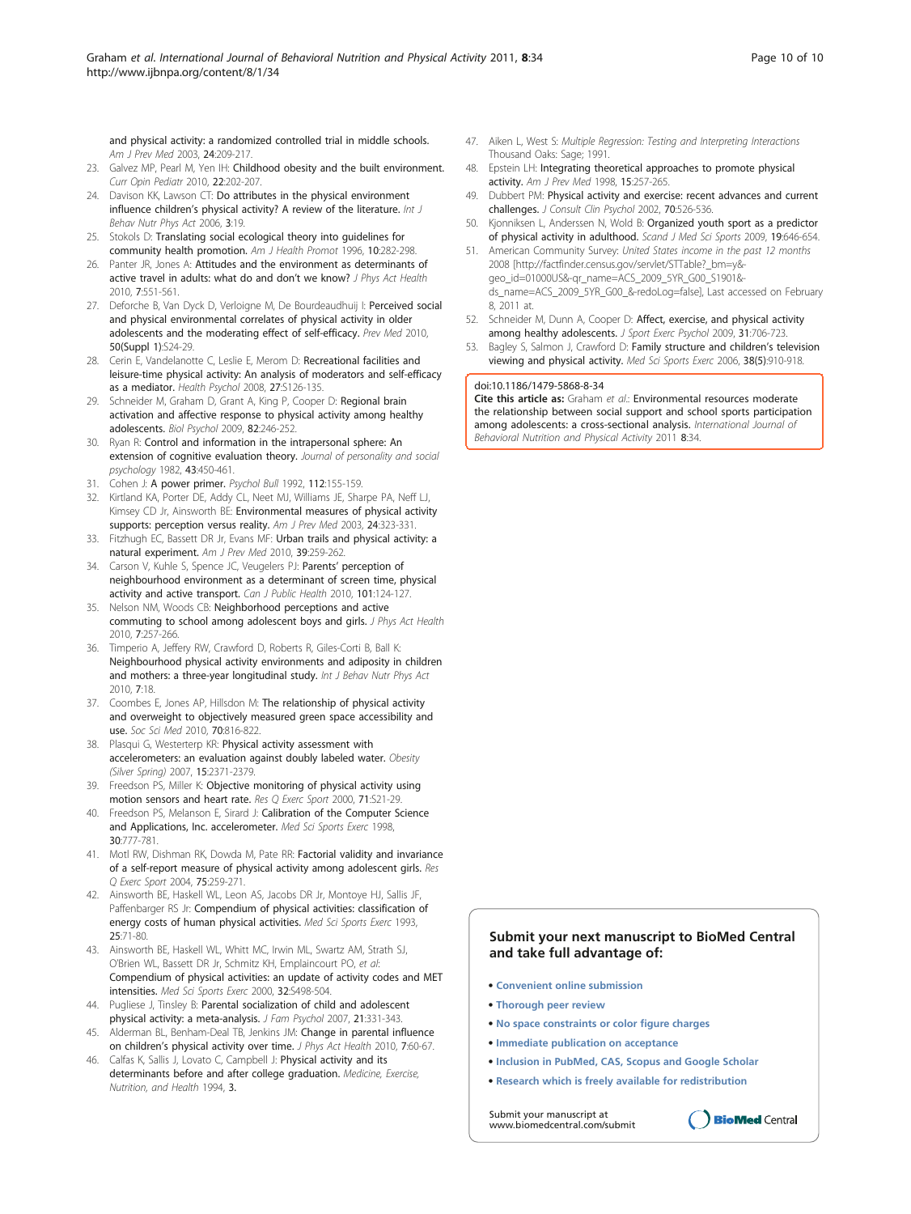and physical activity: a randomized controlled trial in middle schools. *Am J Prev Med* 2003, **24**:209-217.

23. Galvez MP, Pearl M, Yen IH: **Childhood obesity and the built environment.** *Curr Opin Pediatr* 2010, **22**:202-207.
24. Davison KK, Lawson CT: **Do attributes in the physical environment influence children's physical activity? A review of the literature.** *Int J Behav Nutr Phys Act* 2006, **3**:19.
25. Stokols D: **Translating social ecological theory into guidelines for community health promotion.** *Am J Health Promot* 1996, **10**:282-298.
26. Panter JR, Jones A: **Attitudes and the environment as determinants of active travel in adults: what do and don't we know?** *J Phys Act Health* 2010, **7**:551-561.
27. Deforche B, Van Dyck D, Verloigne M, De Bourdeaudhuij I: **Perceived social and physical environmental correlates of physical activity in older adolescents and the moderating effect of self-efficacy.** *Prev Med* 2010, **50(Suppl 1)**:S24-29.
28. Cerin E, Vandelanotte C, Leslie E, Merom D: **Recreational facilities and leisure-time physical activity: An analysis of moderators and self-efficacy as a mediator.** *Health Psychol* 2008, **27**:S126-135.
29. Schneider M, Graham D, Grant A, King P, Cooper D: **Regional brain activation and affective response to physical activity among healthy adolescents.** *Biol Psychol* 2009, **82**:246-252.
30. Ryan R: **Control and information in the intrapersonal sphere: An extension of cognitive evaluation theory.** *Journal of personality and social psychology* 1982, **43**:450-461.
31. Cohen J: **A power primer.** *Psychol Bull* 1992, **112**:155-159.
32. Kirtland KA, Porter DE, Addy CL, Neet MJ, Williams JE, Sharpe PA, Neff LJ, Kimsey CD Jr, Ainsworth BE: **Environmental measures of physical activity supports: perception versus reality.** *Am J Prev Med* 2003, **24**:323-331.
33. Fitzhugh EC, Bassett DR Jr, Evans MF: **Urban trails and physical activity: a natural experiment.** *Am J Prev Med* 2010, **39**:259-262.
34. Carson V, Kuhle S, Spence JC, Veugelers PJ: **Parents' perception of neighbourhood environment as a determinant of screen time, physical activity and active transport.** *Can J Public Health* 2010, **101**:124-127.
35. Nelson NM, Woods CB: **Neighborhood perceptions and active commuting to school among adolescent boys and girls.** *J Phys Act Health* 2010, **7**:257-266.
36. Timperio A, Jeffery RW, Crawford D, Roberts R, Giles-Corti B, Ball K: **Neighbourhood physical activity environments and adiposity in children and mothers: a three-year longitudinal study.** *Int J Behav Nutr Phys Act* 2010, **7**:18.
37. Coombes E, Jones AP, Hillsdon M: **The relationship of physical activity and overweight to objectively measured green space accessibility and use.** *Soc Sci Med* 2010, **70**:816-822.
38. Plasqui G, Westerterp KR: **Physical activity assessment with accelerometers: an evaluation against doubly labeled water.** *Obesity (Silver Spring)* 2007, **15**:2371-2379.
39. Freedson PS, Miller K: **Objective monitoring of physical activity using motion sensors and heart rate.** *Res Q Exerc Sport* 2000, **71**:S21-29.
40. Freedson PS, Melanson E, Sirard J: **Calibration of the Computer Science and Applications, Inc. accelerometer.** *Med Sci Sports Exerc* 1998, **30**:777-781.
41. Motl RW, Dishman RK, Dowda M, Pate RR: **Factorial validity and invariance of a self-report measure of physical activity among adolescent girls.** *Res Q Exerc Sport* 2004, **75**:259-271.
42. Ainsworth BE, Haskell WL, Leon AS, Jacobs DR Jr, Montoye HJ, Sallis JF, Paffenbarger RS Jr: **Compendium of physical activities: classification of energy costs of human physical activities.** *Med Sci Sports Exerc* 1993, **25**:71-80.
43. Ainsworth BE, Haskell WL, Whitt MC, Irwin ML, Swartz AM, Strath SJ, O'Brien WL, Bassett DR Jr, Schmitz KH, Emplaincourt PO, *et al*: **Compendium of physical activities: an update of activity codes and MET intensities.** *Med Sci Sports Exerc* 2000, **32**:S498-504.
44. Pugliese J, Tinsley B: **Parental socialization of child and adolescent physical activity: a meta-analysis.** *J Fam Psychol* 2007, **21**:331-343.
45. Alderman BL, Benham-Deal TB, Jenkins JM: **Change in parental influence on children's physical activity over time.** *J Phys Act Health* 2010, **7**:60-67.
46. Calfas K, Sallis J, Lovato C, Campbell J: **Physical activity and its determinants before and after college graduation.** *Medicine, Exercise, Nutrition, and Health* 1994, **3**.
47. Aiken L, West S: *Multiple Regression: Testing and Interpreting Interactions* Thousand Oaks: Sage; 1991.
48. Epstein LH: **Integrating theoretical approaches to promote physical activity.** *Am J Prev Med* 1998, **15**:257-265.
49. Dubbert PM: **Physical activity and exercise: recent advances and current challenges.** *J Consult Clin Psychol* 2002, **70**:526-536.
50. Kjonniksen L, Anderssen N, Wold B: **Organized youth sport as a predictor of physical activity in adulthood.** *Scand J Med Sci Sports* 2009, **19**:646-654.
51. American Community Survey: *United States income in the past 12 months* 2008 [http://factfinder.census.gov/servlet/STTable?_bm=y&-geo_id=01000US&-qr_name=ACS_2009_5YR_G00_S1901&-ds_name=ACS_2009_5YR_G00_&-redoLog=false], Last accessed on February 8, 2011 at.
52. Schneider M, Dunn A, Cooper D: **Affect, exercise, and physical activity among healthy adolescents.** *J Sport Exerc Psychol* 2009, **31**:706-723.
53. Bagley S, Salmon J, Crawford D: **Family structure and children's television viewing and physical activity.** *Med Sci Sports Exerc* 2006, **38(5)**:910-918.

doi:10.1186/1479-5868-8-34

**Cite this article as:** Graham *et al.*: Environmental resources moderate the relationship between social support and school sports participation among adolescents: a cross-sectional analysis. *International Journal of Behavioral Nutrition and Physical Activity* 2011 **8**:34.

**Submit your next manuscript to BioMed Central and take full advantage of:**

- **Convenient online submission**
- **Thorough peer review**
- **No space constraints or color figure charges**
- **Immediate publication on acceptance**
- **Inclusion in PubMed, CAS, Scopus and Google Scholar**
- **Research which is freely available for redistribution**

Submit your manuscript at
www.biomedcentral.com/submit

BioMed Central